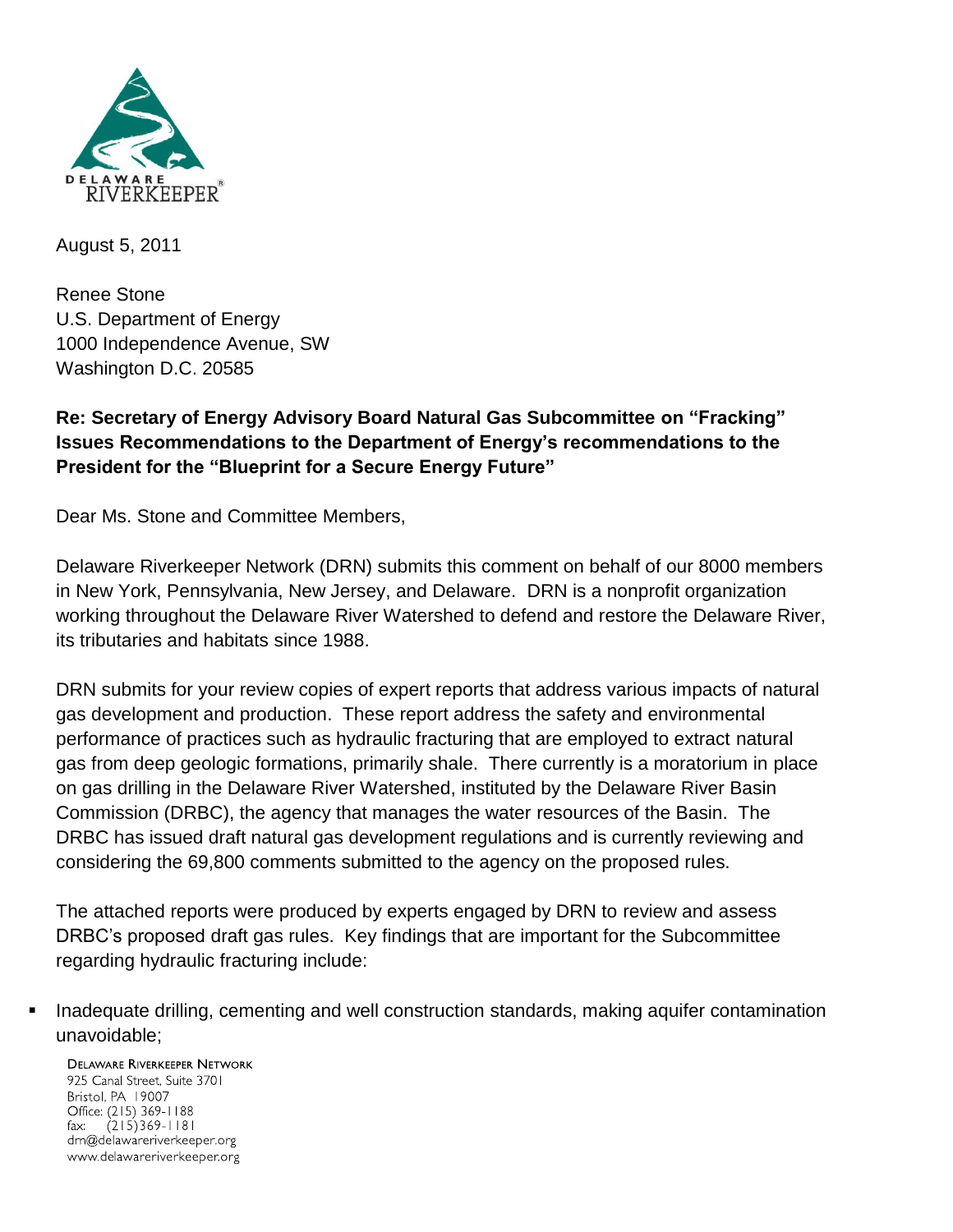DELAWARE RIVERKEEPER®

August 5, 2011

Renee Stone
U.S. Department of Energy
1000 Independence Avenue, SW
Washington D.C. 20585

**Re: Secretary of Energy Advisory Board Natural Gas Subcommittee on "Fracking" Issues Recommendations to the Department of Energy's recommendations to the President for the "Blueprint for a Secure Energy Future"**

Dear Ms. Stone and Committee Members,

Delaware Riverkeeper Network (DRN) submits this comment on behalf of our 8000 members in New York, Pennsylvania, New Jersey, and Delaware. DRN is a nonprofit organization working throughout the Delaware River Watershed to defend and restore the Delaware River, its tributaries and habitats since 1988.

DRN submits for your review copies of expert reports that address various impacts of natural gas development and production. These report address the safety and environmental performance of practices such as hydraulic fracturing that are employed to extract natural gas from deep geologic formations, primarily shale. There currently is a moratorium in place on gas drilling in the Delaware River Watershed, instituted by the Delaware River Basin Commission (DRBC), the agency that manages the water resources of the Basin. The DRBC has issued draft natural gas development regulations and is currently reviewing and considering the 69,800 comments submitted to the agency on the proposed rules.

The attached reports were produced by experts engaged by DRN to review and assess DRBC's proposed draft gas rules. Key findings that are important for the Subcommittee regarding hydraulic fracturing include:

- Inadequate drilling, cementing and well construction standards, making aquifer contamination unavoidable;

DELAWARE RIVERKEEPER NETWORK
925 Canal Street, Suite 3701
Bristol, PA 19007
Office: (215) 369-1188
fax: (215)369-1181
drn@delawareriverkeeper.org
www.delawareriverkeeper.org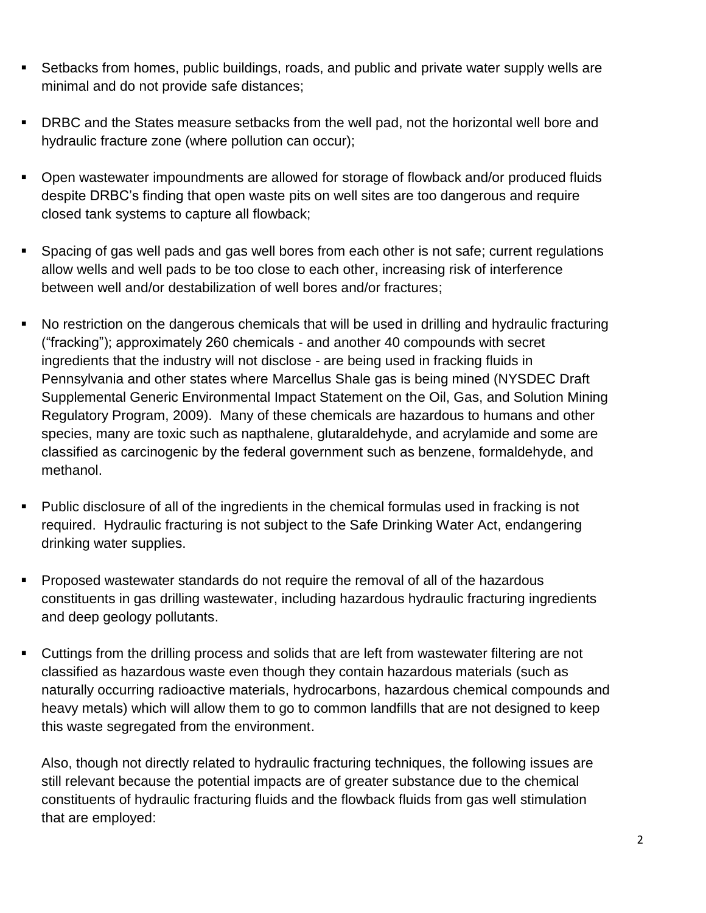- Setbacks from homes, public buildings, roads, and public and private water supply wells are minimal and do not provide safe distances;
- DRBC and the States measure setbacks from the well pad, not the horizontal well bore and hydraulic fracture zone (where pollution can occur);
- Open wastewater impoundments are allowed for storage of flowback and/or produced fluids despite DRBC's finding that open waste pits on well sites are too dangerous and require closed tank systems to capture all flowback;
- Spacing of gas well pads and gas well bores from each other is not safe; current regulations allow wells and well pads to be too close to each other, increasing risk of interference between well and/or destabilization of well bores and/or fractures;
- No restriction on the dangerous chemicals that will be used in drilling and hydraulic fracturing ("fracking"); approximately 260 chemicals - and another 40 compounds with secret ingredients that the industry will not disclose - are being used in fracking fluids in Pennsylvania and other states where Marcellus Shale gas is being mined (NYSDEC Draft Supplemental Generic Environmental Impact Statement on the Oil, Gas, and Solution Mining Regulatory Program, 2009). Many of these chemicals are hazardous to humans and other species, many are toxic such as napthalene, glutaraldehyde, and acrylamide and some are classified as carcinogenic by the federal government such as benzene, formaldehyde, and methanol.
- Public disclosure of all of the ingredients in the chemical formulas used in fracking is not required. Hydraulic fracturing is not subject to the Safe Drinking Water Act, endangering drinking water supplies.
- Proposed wastewater standards do not require the removal of all of the hazardous constituents in gas drilling wastewater, including hazardous hydraulic fracturing ingredients and deep geology pollutants.
- Cuttings from the drilling process and solids that are left from wastewater filtering are not classified as hazardous waste even though they contain hazardous materials (such as naturally occurring radioactive materials, hydrocarbons, hazardous chemical compounds and heavy metals) which will allow them to go to common landfills that are not designed to keep this waste segregated from the environment.

Also, though not directly related to hydraulic fracturing techniques, the following issues are still relevant because the potential impacts are of greater substance due to the chemical constituents of hydraulic fracturing fluids and the flowback fluids from gas well stimulation that are employed: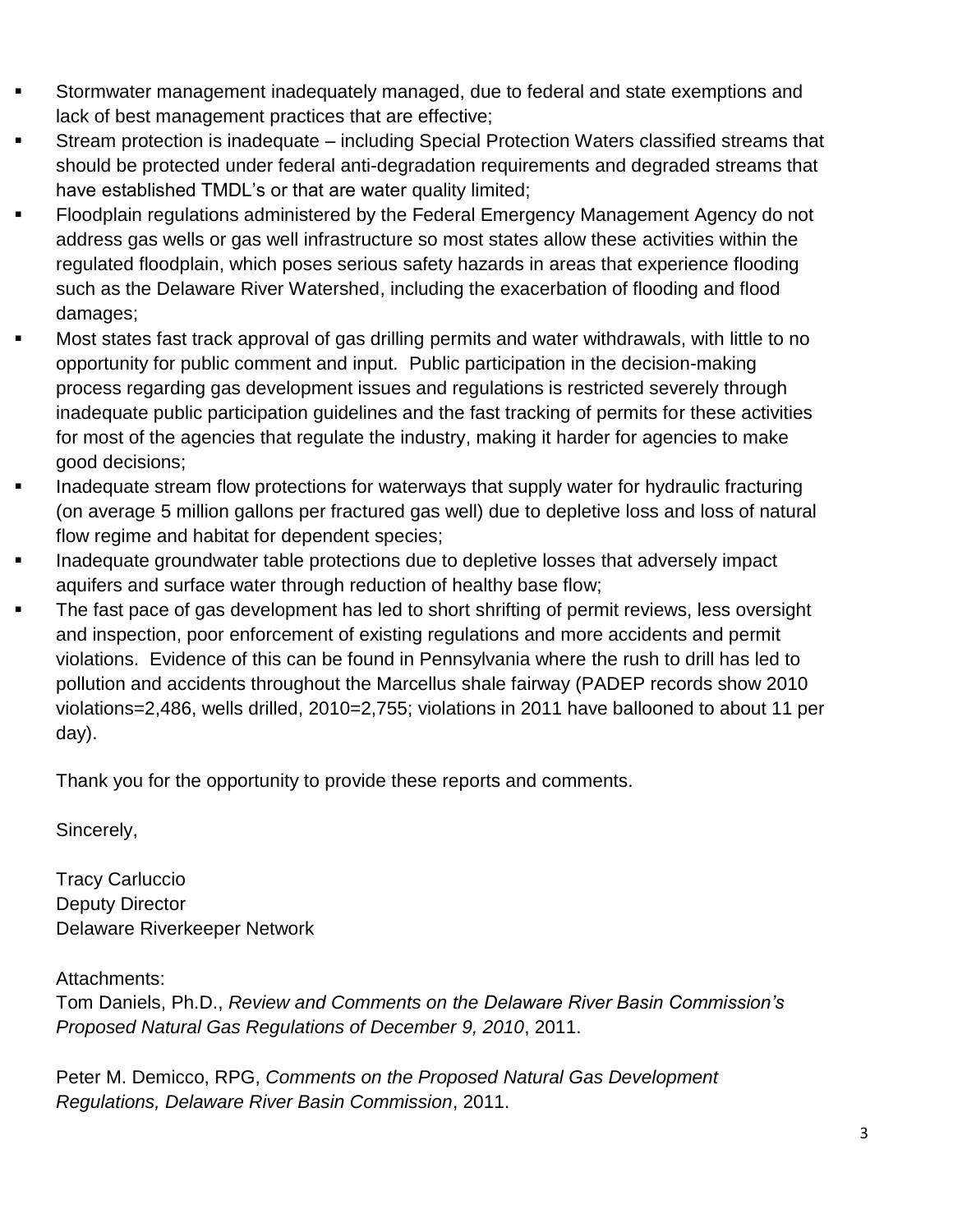- Stormwater management inadequately managed, due to federal and state exemptions and lack of best management practices that are effective;
- Stream protection is inadequate – including Special Protection Waters classified streams that should be protected under federal anti-degradation requirements and degraded streams that have established TMDL's or that are water quality limited;
- Floodplain regulations administered by the Federal Emergency Management Agency do not address gas wells or gas well infrastructure so most states allow these activities within the regulated floodplain, which poses serious safety hazards in areas that experience flooding such as the Delaware River Watershed, including the exacerbation of flooding and flood damages;
- Most states fast track approval of gas drilling permits and water withdrawals, with little to no opportunity for public comment and input. Public participation in the decision-making process regarding gas development issues and regulations is restricted severely through inadequate public participation guidelines and the fast tracking of permits for these activities for most of the agencies that regulate the industry, making it harder for agencies to make good decisions;
- Inadequate stream flow protections for waterways that supply water for hydraulic fracturing (on average 5 million gallons per fractured gas well) due to depletive loss and loss of natural flow regime and habitat for dependent species;
- Inadequate groundwater table protections due to depletive losses that adversely impact aquifers and surface water through reduction of healthy base flow;
- The fast pace of gas development has led to short shrifting of permit reviews, less oversight and inspection, poor enforcement of existing regulations and more accidents and permit violations. Evidence of this can be found in Pennsylvania where the rush to drill has led to pollution and accidents throughout the Marcellus shale fairway (PADEP records show 2010 violations=2,486, wells drilled, 2010=2,755; violations in 2011 have ballooned to about 11 per day).

Thank you for the opportunity to provide these reports and comments.

Sincerely,

Tracy Carluccio
Deputy Director
Delaware Riverkeeper Network

Attachments:
Tom Daniels, Ph.D., *Review and Comments on the Delaware River Basin Commission's Proposed Natural Gas Regulations of December 9, 2010*, 2011.

Peter M. Demicco, RPG, *Comments on the Proposed Natural Gas Development Regulations, Delaware River Basin Commission*, 2011.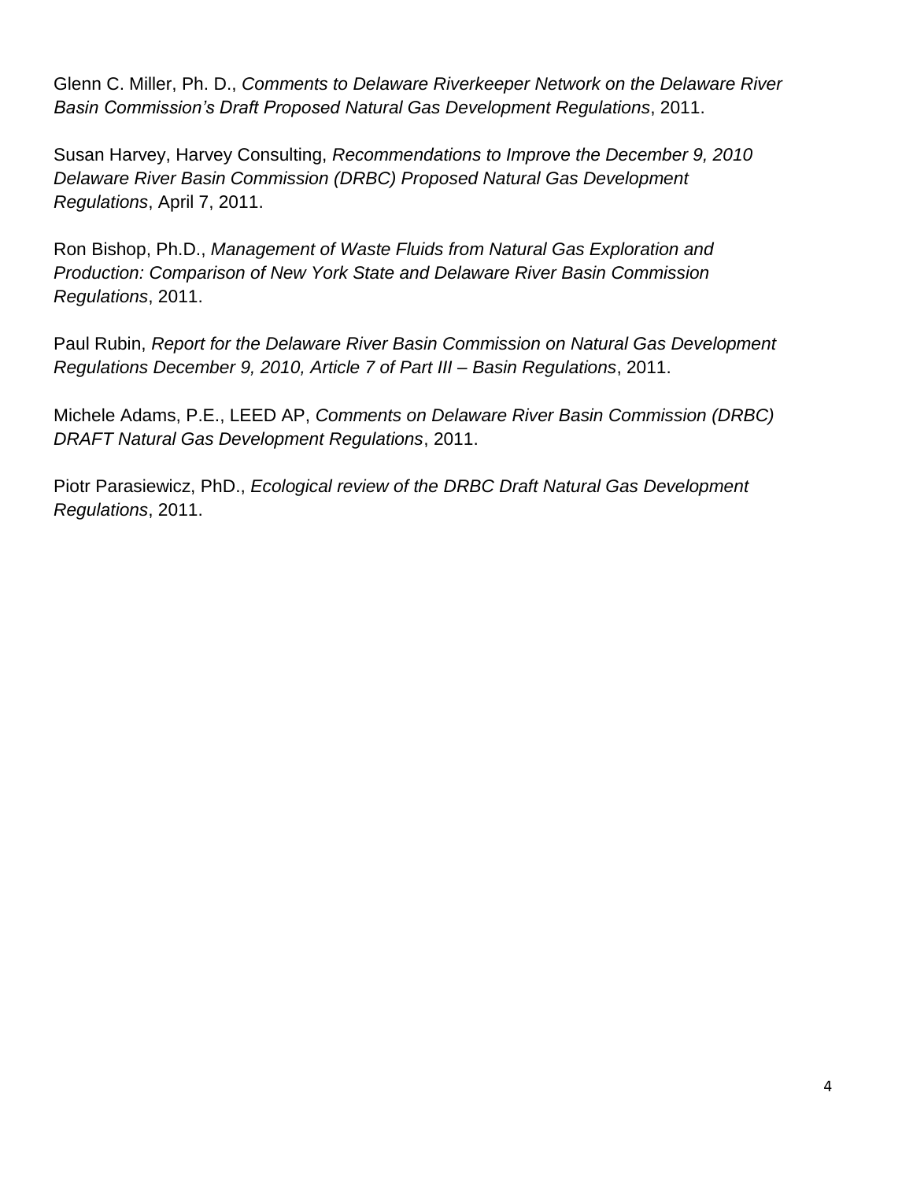Glenn C. Miller, Ph. D., *Comments to Delaware Riverkeeper Network on the Delaware River Basin Commission's Draft Proposed Natural Gas Development Regulations*, 2011.

Susan Harvey, Harvey Consulting, *Recommendations to Improve the December 9, 2010 Delaware River Basin Commission (DRBC) Proposed Natural Gas Development Regulations*, April 7, 2011.

Ron Bishop, Ph.D., *Management of Waste Fluids from Natural Gas Exploration and Production: Comparison of New York State and Delaware River Basin Commission Regulations*, 2011.

Paul Rubin, *Report for the Delaware River Basin Commission on Natural Gas Development Regulations December 9, 2010, Article 7 of Part III – Basin Regulations*, 2011.

Michele Adams, P.E., LEED AP, *Comments on Delaware River Basin Commission (DRBC) DRAFT Natural Gas Development Regulations*, 2011.

Piotr Parasiewicz, PhD., *Ecological review of the DRBC Draft Natural Gas Development Regulations*, 2011.